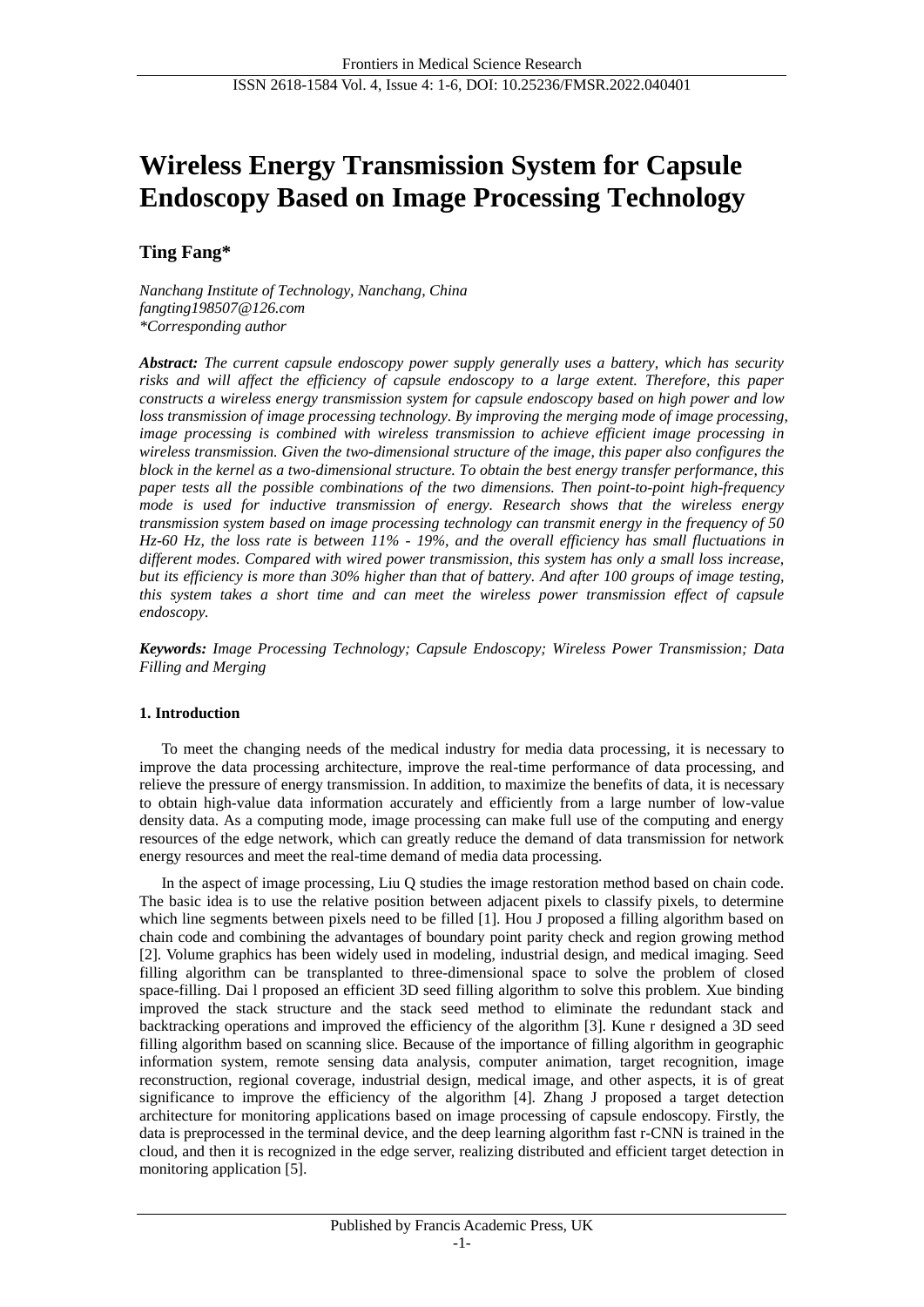# Wireless Energy Transmission System for Capsule Endoscopy Based on Image Processing Technology

**Ting Fang***

*Nanchang Institute of Technology, Nanchang, China*
*fangting198507@126.com*
**Corresponding author*

***Abstract:*** *The current capsule endoscopy power supply generally uses a battery, which has security risks and will affect the efficiency of capsule endoscopy to a large extent. Therefore, this paper constructs a wireless energy transmission system for capsule endoscopy based on high power and low loss transmission of image processing technology. By improving the merging mode of image processing, image processing is combined with wireless transmission to achieve efficient image processing in wireless transmission. Given the two-dimensional structure of the image, this paper also configures the block in the kernel as a two-dimensional structure. To obtain the best energy transfer performance, this paper tests all the possible combinations of the two dimensions. Then point-to-point high-frequency mode is used for inductive transmission of energy. Research shows that the wireless energy transmission system based on image processing technology can transmit energy in the frequency of 50 Hz-60 Hz, the loss rate is between 11% - 19%, and the overall efficiency has small fluctuations in different modes. Compared with wired power transmission, this system has only a small loss increase, but its efficiency is more than 30% higher than that of battery. And after 100 groups of image testing, this system takes a short time and can meet the wireless power transmission effect of capsule endoscopy.*

***Keywords:*** *Image Processing Technology; Capsule Endoscopy; Wireless Power Transmission; Data Filling and Merging*

## 1. Introduction

To meet the changing needs of the medical industry for media data processing, it is necessary to improve the data processing architecture, improve the real-time performance of data processing, and relieve the pressure of energy transmission. In addition, to maximize the benefits of data, it is necessary to obtain high-value data information accurately and efficiently from a large number of low-value density data. As a computing mode, image processing can make full use of the computing and energy resources of the edge network, which can greatly reduce the demand of data transmission for network energy resources and meet the real-time demand of media data processing.

In the aspect of image processing, Liu Q studies the image restoration method based on chain code. The basic idea is to use the relative position between adjacent pixels to classify pixels, to determine which line segments between pixels need to be filled [1]. Hou J proposed a filling algorithm based on chain code and combining the advantages of boundary point parity check and region growing method [2]. Volume graphics has been widely used in modeling, industrial design, and medical imaging. Seed filling algorithm can be transplanted to three-dimensional space to solve the problem of closed space-filling. Dai l proposed an efficient 3D seed filling algorithm to solve this problem. Xue binding improved the stack structure and the stack seed method to eliminate the redundant stack and backtracking operations and improved the efficiency of the algorithm [3]. Kune r designed a 3D seed filling algorithm based on scanning slice. Because of the importance of filling algorithm in geographic information system, remote sensing data analysis, computer animation, target recognition, image reconstruction, regional coverage, industrial design, medical image, and other aspects, it is of great significance to improve the efficiency of the algorithm [4]. Zhang J proposed a target detection architecture for monitoring applications based on image processing of capsule endoscopy. Firstly, the data is preprocessed in the terminal device, and the deep learning algorithm fast r-CNN is trained in the cloud, and then it is recognized in the edge server, realizing distributed and efficient target detection in monitoring application [5].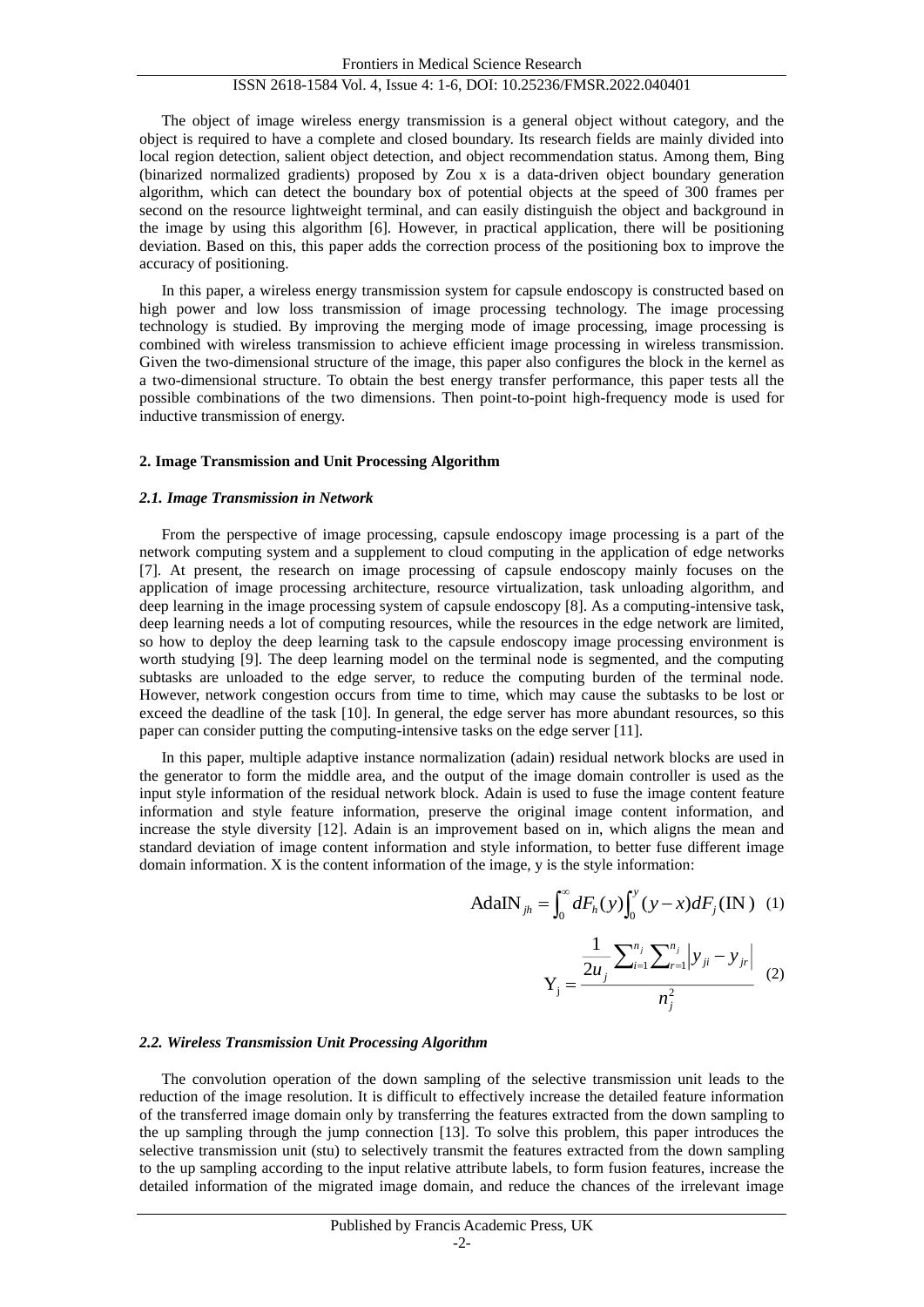The object of image wireless energy transmission is a general object without category, and the object is required to have a complete and closed boundary. Its research fields are mainly divided into local region detection, salient object detection, and object recommendation status. Among them, Bing (binarized normalized gradients) proposed by Zou x is a data-driven object boundary generation algorithm, which can detect the boundary box of potential objects at the speed of 300 frames per second on the resource lightweight terminal, and can easily distinguish the object and background in the image by using this algorithm [6]. However, in practical application, there will be positioning deviation. Based on this, this paper adds the correction process of the positioning box to improve the accuracy of positioning.

In this paper, a wireless energy transmission system for capsule endoscopy is constructed based on high power and low loss transmission of image processing technology. The image processing technology is studied. By improving the merging mode of image processing, image processing is combined with wireless transmission to achieve efficient image processing in wireless transmission. Given the two-dimensional structure of the image, this paper also configures the block in the kernel as a two-dimensional structure. To obtain the best energy transfer performance, this paper tests all the possible combinations of the two dimensions. Then point-to-point high-frequency mode is used for inductive transmission of energy.

## 2. Image Transmission and Unit Processing Algorithm

### *2.1. Image Transmission in Network*

From the perspective of image processing, capsule endoscopy image processing is a part of the network computing system and a supplement to cloud computing in the application of edge networks [7]. At present, the research on image processing of capsule endoscopy mainly focuses on the application of image processing architecture, resource virtualization, task unloading algorithm, and deep learning in the image processing system of capsule endoscopy [8]. As a computing-intensive task, deep learning needs a lot of computing resources, while the resources in the edge network are limited, so how to deploy the deep learning task to the capsule endoscopy image processing environment is worth studying [9]. The deep learning model on the terminal node is segmented, and the computing subtasks are unloaded to the edge server, to reduce the computing burden of the terminal node. However, network congestion occurs from time to time, which may cause the subtasks to be lost or exceed the deadline of the task [10]. In general, the edge server has more abundant resources, so this paper can consider putting the computing-intensive tasks on the edge server [11].

In this paper, multiple adaptive instance normalization (adain) residual network blocks are used in the generator to form the middle area, and the output of the image domain controller is used as the input style information of the residual network block. Adain is used to fuse the image content feature information and style feature information, preserve the original image content information, and increase the style diversity [12]. Adain is an improvement based on in, which aligns the mean and standard deviation of image content information and style information, to better fuse different image domain information. X is the content information of the image, y is the style information:

$$\mathrm{AdaIN}_{jh} = \int_0^{\infty} dF_h(y) \int_0^{y} (y-x) dF_j(\mathrm{IN}) \quad (1)$$

$$\mathrm{Y_j} = \frac{\frac{1}{2u_j} \sum_{i=1}^{n_j} \sum_{r=1}^{n_j} \left| y_{ji} - y_{jr} \right|}{n_j^2} \quad (2)$$

### *2.2. Wireless Transmission Unit Processing Algorithm*

The convolution operation of the down sampling of the selective transmission unit leads to the reduction of the image resolution. It is difficult to effectively increase the detailed feature information of the transferred image domain only by transferring the features extracted from the down sampling to the up sampling through the jump connection [13]. To solve this problem, this paper introduces the selective transmission unit (stu) to selectively transmit the features extracted from the down sampling to the up sampling according to the input relative attribute labels, to form fusion features, increase the detailed information of the migrated image domain, and reduce the chances of the irrelevant image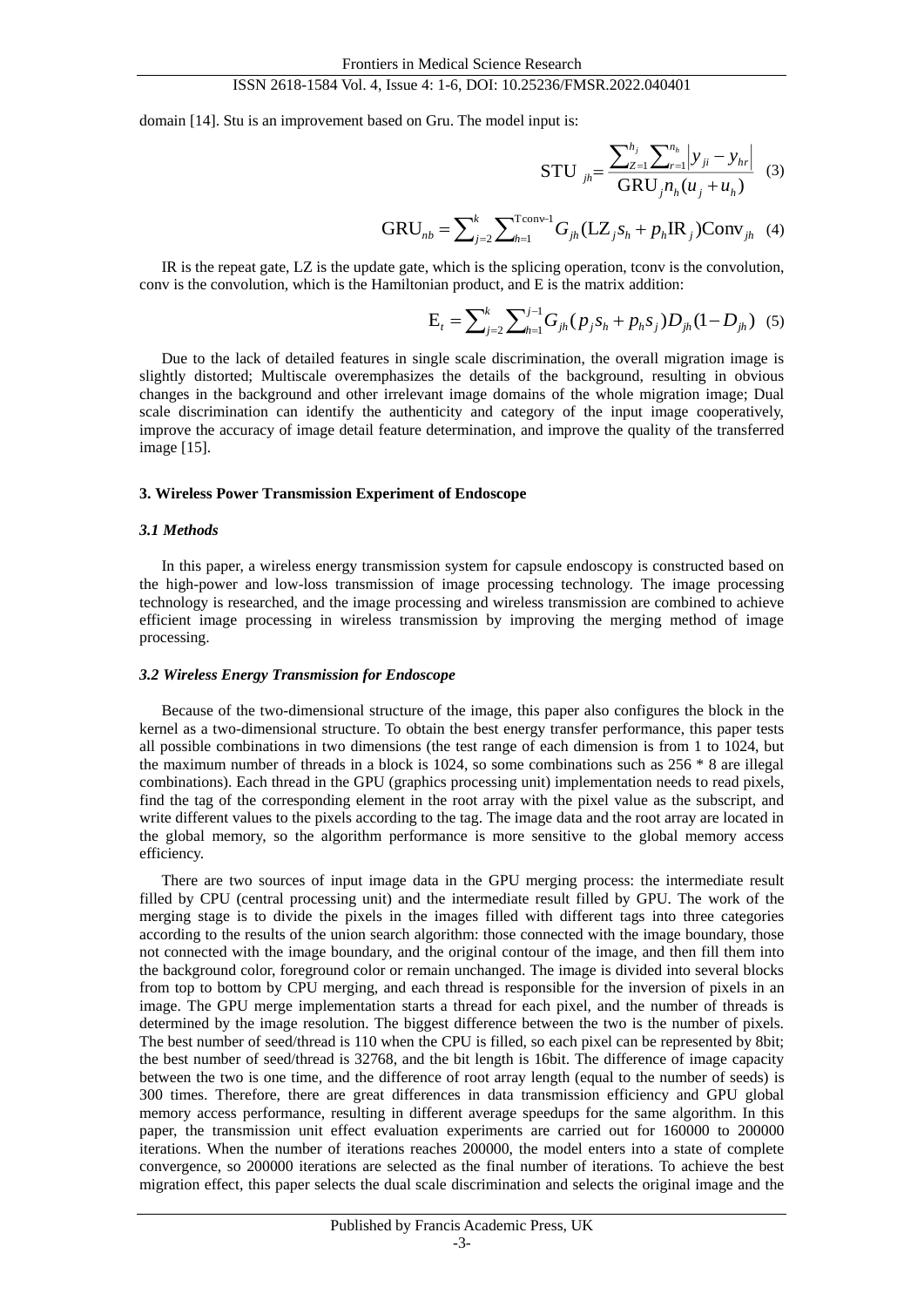domain [14]. Stu is an improvement based on Gru. The model input is:

$$\text{STU}_{jh} = \frac{\sum_{Z=1}^{h_j} \sum_{r=1}^{n_h} \left| y_{ji} - y_{hr} \right|}{\text{GRU}_j n_h (u_j + u_h)} \quad (3)$$

$$\text{GRU}_{nb} = \sum_{j=2}^{k} \sum_{h=1}^{\text{Tconv}-1} G_{jh} (\text{LZ}_j s_h + p_h \text{IR}_j) \text{Conv}_{jh} \quad (4)$$

IR is the repeat gate, LZ is the update gate, which is the splicing operation, tconv is the convolution, conv is the convolution, which is the Hamiltonian product, and E is the matrix addition:

$$\text{E}_t = \sum_{j=2}^{k} \sum_{h=1}^{j-1} G_{jh} (p_j s_h + p_h s_j) D_{jh} (1 - D_{jh}) \quad (5)$$

Due to the lack of detailed features in single scale discrimination, the overall migration image is slightly distorted; Multiscale overemphasizes the details of the background, resulting in obvious changes in the background and other irrelevant image domains of the whole migration image; Dual scale discrimination can identify the authenticity and category of the input image cooperatively, improve the accuracy of image detail feature determination, and improve the quality of the transferred image [15].

### 3. Wireless Power Transmission Experiment of Endoscope

#### *3.1 Methods*

In this paper, a wireless energy transmission system for capsule endoscopy is constructed based on the high-power and low-loss transmission of image processing technology. The image processing technology is researched, and the image processing and wireless transmission are combined to achieve efficient image processing in wireless transmission by improving the merging method of image processing.

#### *3.2 Wireless Energy Transmission for Endoscope*

Because of the two-dimensional structure of the image, this paper also configures the block in the kernel as a two-dimensional structure. To obtain the best energy transfer performance, this paper tests all possible combinations in two dimensions (the test range of each dimension is from 1 to 1024, but the maximum number of threads in a block is 1024, so some combinations such as 256 * 8 are illegal combinations). Each thread in the GPU (graphics processing unit) implementation needs to read pixels, find the tag of the corresponding element in the root array with the pixel value as the subscript, and write different values to the pixels according to the tag. The image data and the root array are located in the global memory, so the algorithm performance is more sensitive to the global memory access efficiency.

There are two sources of input image data in the GPU merging process: the intermediate result filled by CPU (central processing unit) and the intermediate result filled by GPU. The work of the merging stage is to divide the pixels in the images filled with different tags into three categories according to the results of the union search algorithm: those connected with the image boundary, those not connected with the image boundary, and the original contour of the image, and then fill them into the background color, foreground color or remain unchanged. The image is divided into several blocks from top to bottom by CPU merging, and each thread is responsible for the inversion of pixels in an image. The GPU merge implementation starts a thread for each pixel, and the number of threads is determined by the image resolution. The biggest difference between the two is the number of pixels. The best number of seed/thread is 110 when the CPU is filled, so each pixel can be represented by 8bit; the best number of seed/thread is 32768, and the bit length is 16bit. The difference of image capacity between the two is one time, and the difference of root array length (equal to the number of seeds) is 300 times. Therefore, there are great differences in data transmission efficiency and GPU global memory access performance, resulting in different average speedups for the same algorithm. In this paper, the transmission unit effect evaluation experiments are carried out for 160000 to 200000 iterations. When the number of iterations reaches 200000, the model enters into a state of complete convergence, so 200000 iterations are selected as the final number of iterations. To achieve the best migration effect, this paper selects the dual scale discrimination and selects the original image and the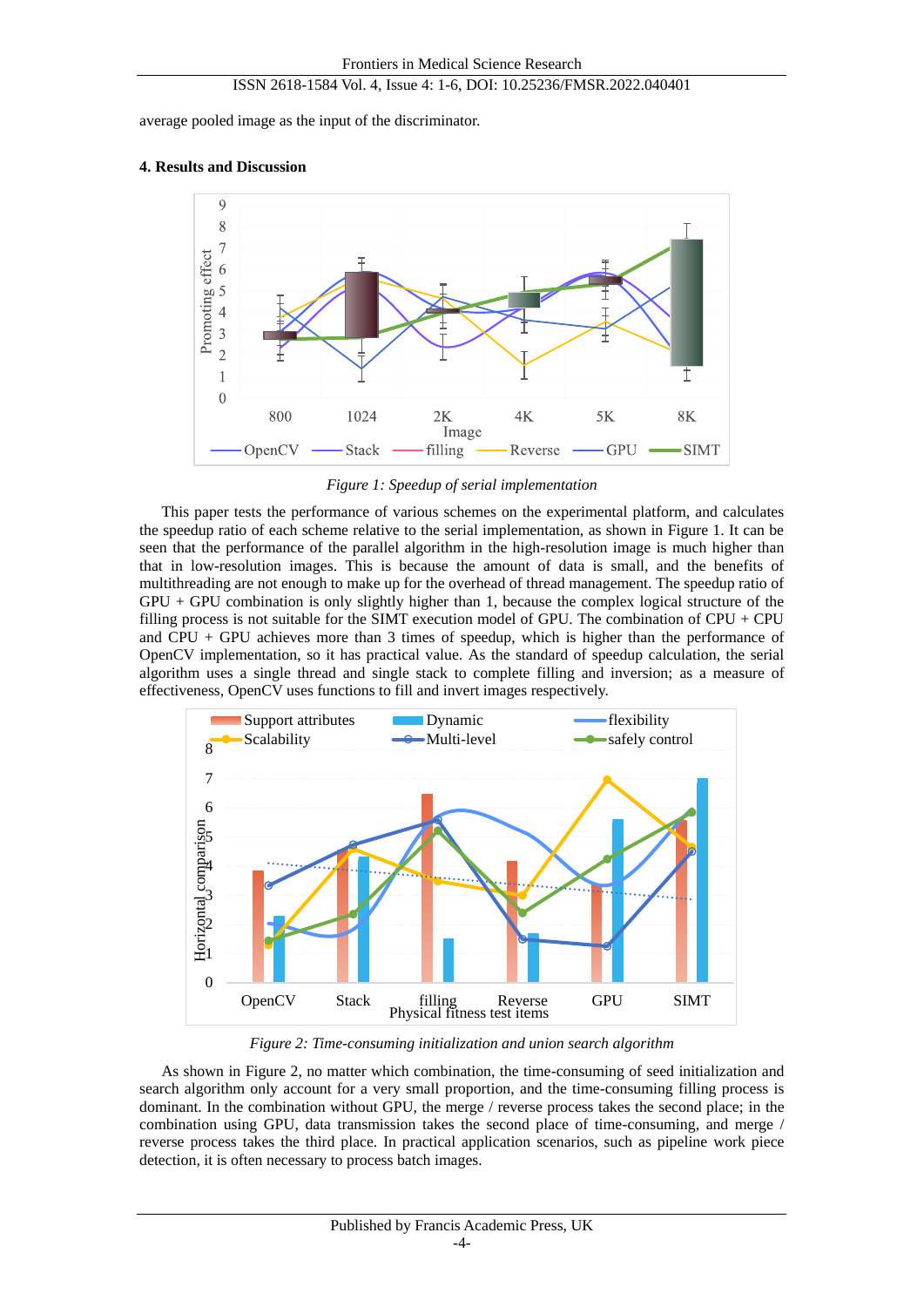average pooled image as the input of the discriminator.

### 4. Results and Discussion

*Figure 1: Speedup of serial implementation*

This paper tests the performance of various schemes on the experimental platform, and calculates the speedup ratio of each scheme relative to the serial implementation, as shown in Figure 1. It can be seen that the performance of the parallel algorithm in the high-resolution image is much higher than that in low-resolution images. This is because the amount of data is small, and the benefits of multithreading are not enough to make up for the overhead of thread management. The speedup ratio of GPU + GPU combination is only slightly higher than 1, because the complex logical structure of the filling process is not suitable for the SIMT execution model of GPU. The combination of CPU + CPU and CPU + GPU achieves more than 3 times of speedup, which is higher than the performance of OpenCV implementation, so it has practical value. As the standard of speedup calculation, the serial algorithm uses a single thread and single stack to complete filling and inversion; as a measure of effectiveness, OpenCV uses functions to fill and invert images respectively.

*Figure 2: Time-consuming initialization and union search algorithm*

As shown in Figure 2, no matter which combination, the time-consuming of seed initialization and search algorithm only account for a very small proportion, and the time-consuming filling process is dominant. In the combination without GPU, the merge / reverse process takes the second place; in the combination using GPU, data transmission takes the second place of time-consuming, and merge / reverse process takes the third place. In practical application scenarios, such as pipeline work piece detection, it is often necessary to process batch images.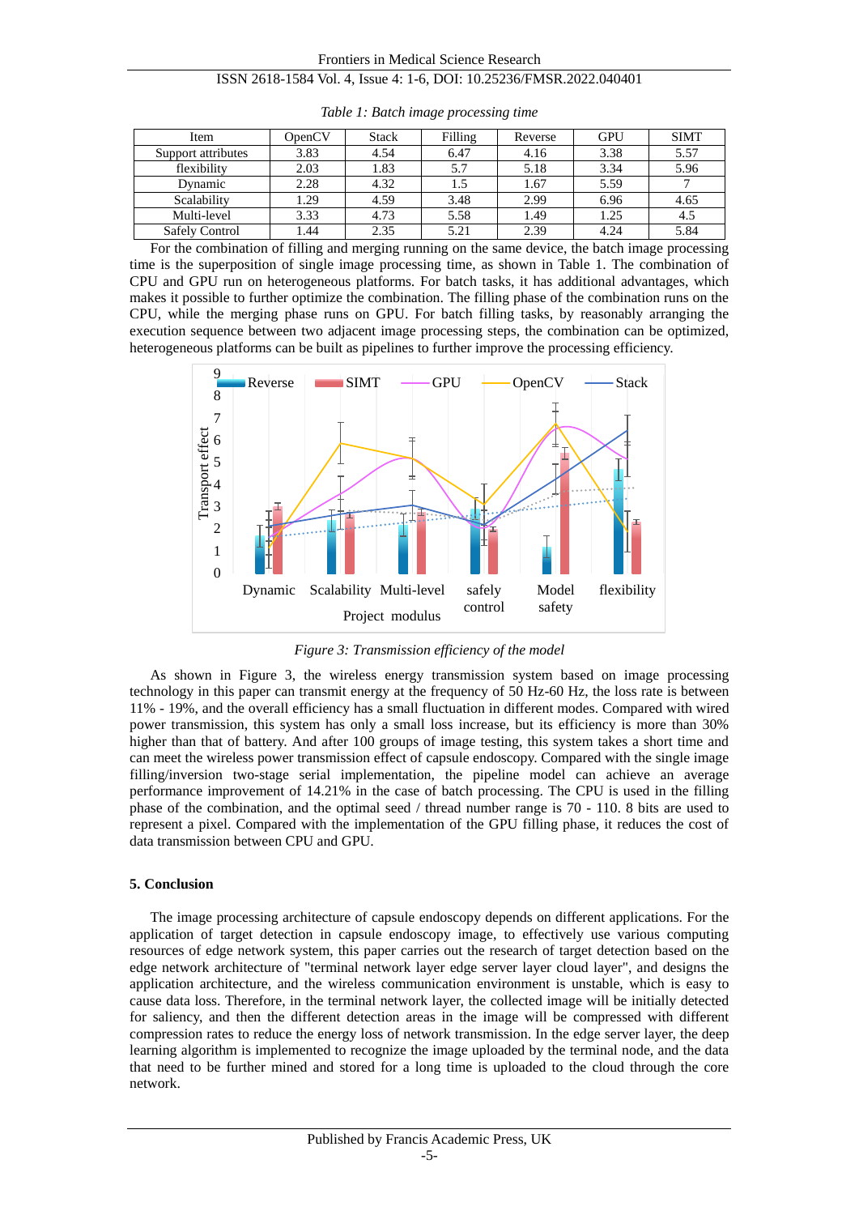*Table 1: Batch image processing time*

| Item | OpenCV | Stack | Filling | Reverse | GPU | SIMT |
|---|---|---|---|---|---|---|
| Support attributes | 3.83 | 4.54 | 6.47 | 4.16 | 3.38 | 5.57 |
| flexibility | 2.03 | 1.83 | 5.7 | 5.18 | 3.34 | 5.96 |
| Dynamic | 2.28 | 4.32 | 1.5 | 1.67 | 5.59 | 7 |
| Scalability | 1.29 | 4.59 | 3.48 | 2.99 | 6.96 | 4.65 |
| Multi-level | 3.33 | 4.73 | 5.58 | 1.49 | 1.25 | 4.5 |
| Safely Control | 1.44 | 2.35 | 5.21 | 2.39 | 4.24 | 5.84 |

For the combination of filling and merging running on the same device, the batch image processing time is the superposition of single image processing time, as shown in Table 1. The combination of CPU and GPU run on heterogeneous platforms. For batch tasks, it has additional advantages, which makes it possible to further optimize the combination. The filling phase of the combination runs on the CPU, while the merging phase runs on GPU. For batch filling tasks, by reasonably arranging the execution sequence between two adjacent image processing steps, the combination can be optimized, heterogeneous platforms can be built as pipelines to further improve the processing efficiency.

*Figure 3: Transmission efficiency of the model*

As shown in Figure 3, the wireless energy transmission system based on image processing technology in this paper can transmit energy at the frequency of 50 Hz-60 Hz, the loss rate is between 11% - 19%, and the overall efficiency has a small fluctuation in different modes. Compared with wired power transmission, this system has only a small loss increase, but its efficiency is more than 30% higher than that of battery. And after 100 groups of image testing, this system takes a short time and can meet the wireless power transmission effect of capsule endoscopy. Compared with the single image filling/inversion two-stage serial implementation, the pipeline model can achieve an average performance improvement of 14.21% in the case of batch processing. The CPU is used in the filling phase of the combination, and the optimal seed / thread number range is 70 - 110. 8 bits are used to represent a pixel. Compared with the implementation of the GPU filling phase, it reduces the cost of data transmission between CPU and GPU.

## 5. Conclusion

The image processing architecture of capsule endoscopy depends on different applications. For the application of target detection in capsule endoscopy image, to effectively use various computing resources of edge network system, this paper carries out the research of target detection based on the edge network architecture of "terminal network layer edge server layer cloud layer", and designs the application architecture, and the wireless communication environment is unstable, which is easy to cause data loss. Therefore, in the terminal network layer, the collected image will be initially detected for saliency, and then the different detection areas in the image will be compressed with different compression rates to reduce the energy loss of network transmission. In the edge server layer, the deep learning algorithm is implemented to recognize the image uploaded by the terminal node, and the data that need to be further mined and stored for a long time is uploaded to the cloud through the core network.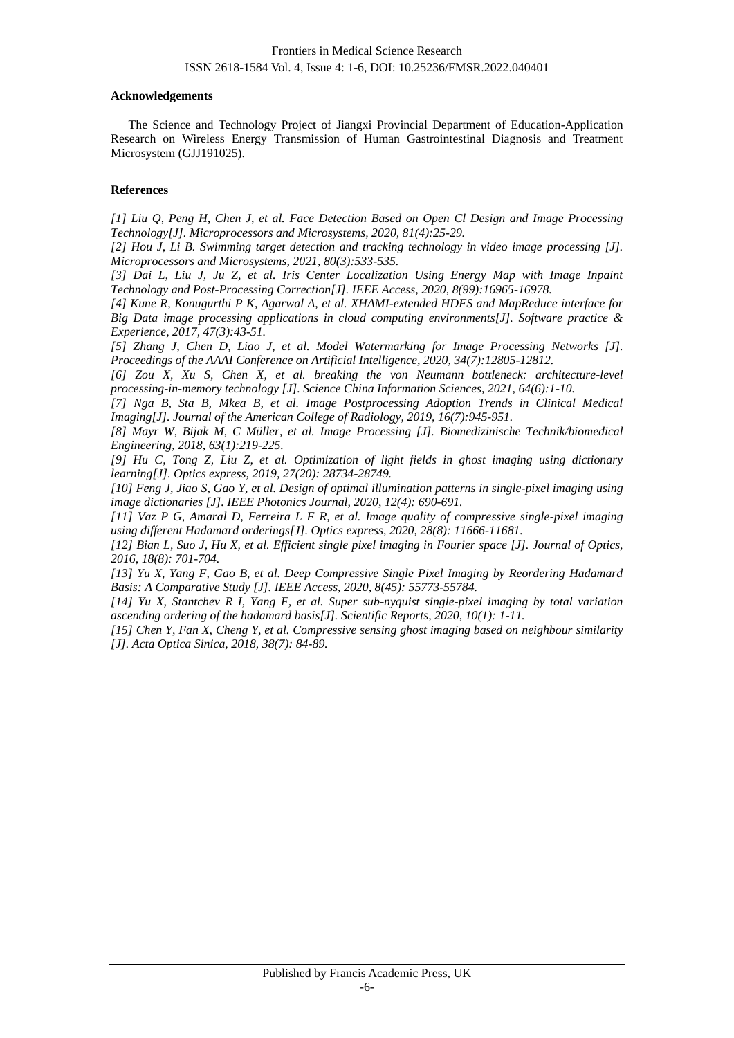### Acknowledgements

The Science and Technology Project of Jiangxi Provincial Department of Education-Application Research on Wireless Energy Transmission of Human Gastrointestinal Diagnosis and Treatment Microsystem (GJJ191025).

### References

*[1] Liu Q, Peng H, Chen J, et al. Face Detection Based on Open Cl Design and Image Processing Technology[J]. Microprocessors and Microsystems, 2020, 81(4):25-29.*

*[2] Hou J, Li B. Swimming target detection and tracking technology in video image processing [J]. Microprocessors and Microsystems, 2021, 80(3):533-535.*

*[3] Dai L, Liu J, Ju Z, et al. Iris Center Localization Using Energy Map with Image Inpaint Technology and Post-Processing Correction[J]. IEEE Access, 2020, 8(99):16965-16978.*

*[4] Kune R, Konugurthi P K, Agarwal A, et al. XHAMI-extended HDFS and MapReduce interface for Big Data image processing applications in cloud computing environments[J]. Software practice & Experience, 2017, 47(3):43-51.*

*[5] Zhang J, Chen D, Liao J, et al. Model Watermarking for Image Processing Networks [J]. Proceedings of the AAAI Conference on Artificial Intelligence, 2020, 34(7):12805-12812.*

*[6] Zou X, Xu S, Chen X, et al. breaking the von Neumann bottleneck: architecture-level processing-in-memory technology [J]. Science China Information Sciences, 2021, 64(6):1-10.*

*[7] Nga B, Sta B, Mkea B, et al. Image Postprocessing Adoption Trends in Clinical Medical Imaging[J]. Journal of the American College of Radiology, 2019, 16(7):945-951.*

*[8] Mayr W, Bijak M, C Müller, et al. Image Processing [J]. Biomedizinische Technik/biomedical Engineering, 2018, 63(1):219-225.*

*[9] Hu C, Tong Z, Liu Z, et al. Optimization of light fields in ghost imaging using dictionary learning[J]. Optics express, 2019, 27(20): 28734-28749.*

*[10] Feng J, Jiao S, Gao Y, et al. Design of optimal illumination patterns in single-pixel imaging using image dictionaries [J]. IEEE Photonics Journal, 2020, 12(4): 690-691.*

*[11] Vaz P G, Amaral D, Ferreira L F R, et al. Image quality of compressive single-pixel imaging using different Hadamard orderings[J]. Optics express, 2020, 28(8): 11666-11681.*

*[12] Bian L, Suo J, Hu X, et al. Efficient single pixel imaging in Fourier space [J]. Journal of Optics, 2016, 18(8): 701-704.*

*[13] Yu X, Yang F, Gao B, et al. Deep Compressive Single Pixel Imaging by Reordering Hadamard Basis: A Comparative Study [J]. IEEE Access, 2020, 8(45): 55773-55784.*

*[14] Yu X, Stantchev R I, Yang F, et al. Super sub-nyquist single-pixel imaging by total variation ascending ordering of the hadamard basis[J]. Scientific Reports, 2020, 10(1): 1-11.*

*[15] Chen Y, Fan X, Cheng Y, et al. Compressive sensing ghost imaging based on neighbour similarity [J]. Acta Optica Sinica, 2018, 38(7): 84-89.*